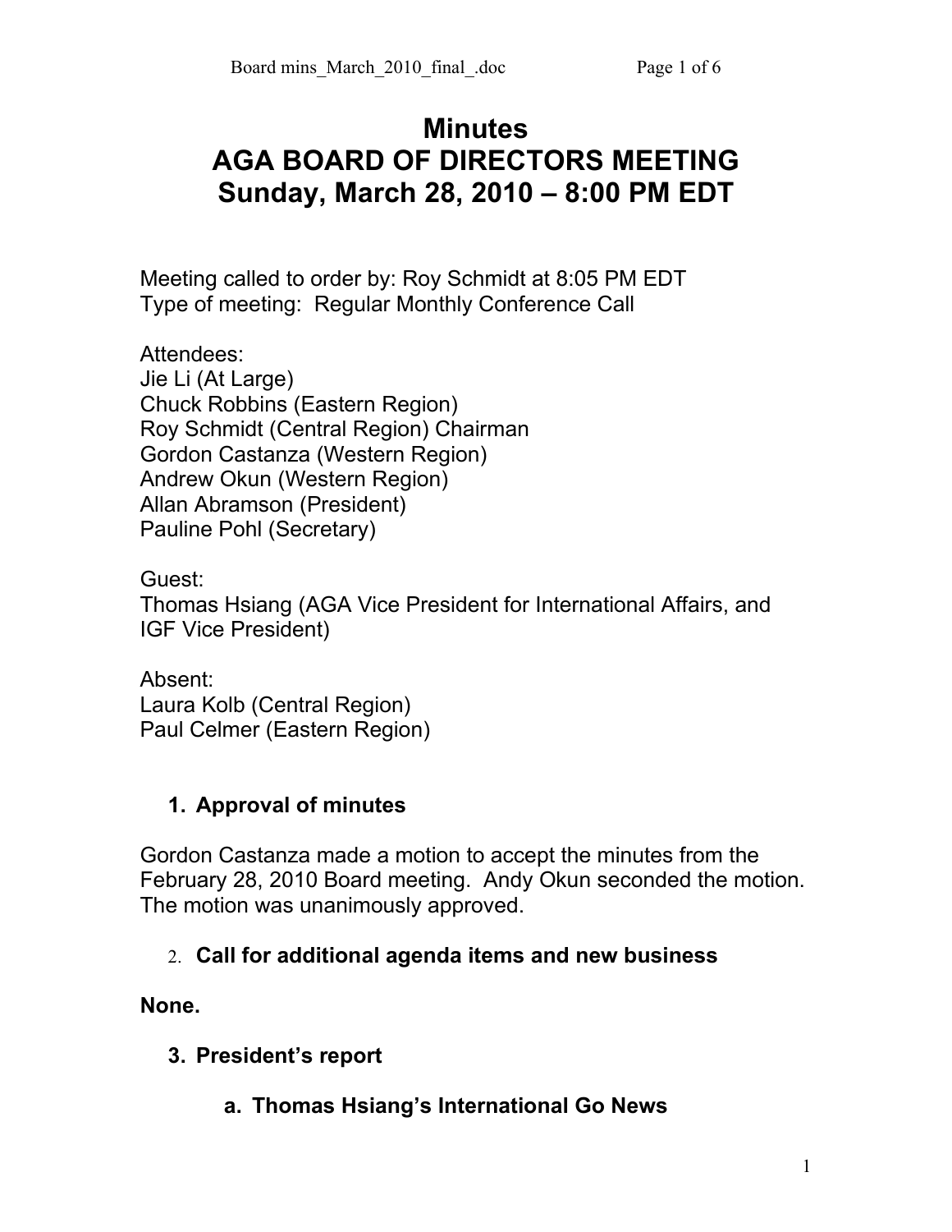# Minutes
# AGA BOARD OF DIRECTORS MEETING
# Sunday, March 28, 2010 – 8:00 PM EDT

Meeting called to order by: Roy Schmidt at 8:05 PM EDT
Type of meeting: Regular Monthly Conference Call

Attendees:
Jie Li (At Large)
Chuck Robbins (Eastern Region)
Roy Schmidt (Central Region) Chairman
Gordon Castanza (Western Region)
Andrew Okun (Western Region)
Allan Abramson (President)
Pauline Pohl (Secretary)

Guest:
Thomas Hsiang (AGA Vice President for International Affairs, and IGF Vice President)

Absent:
Laura Kolb (Central Region)
Paul Celmer (Eastern Region)

## 1. Approval of minutes

Gordon Castanza made a motion to accept the minutes from the February 28, 2010 Board meeting. Andy Okun seconded the motion. The motion was unanimously approved.

## 2. Call for additional agenda items and new business

**None.**

## 3. President's report

### a. Thomas Hsiang's International Go News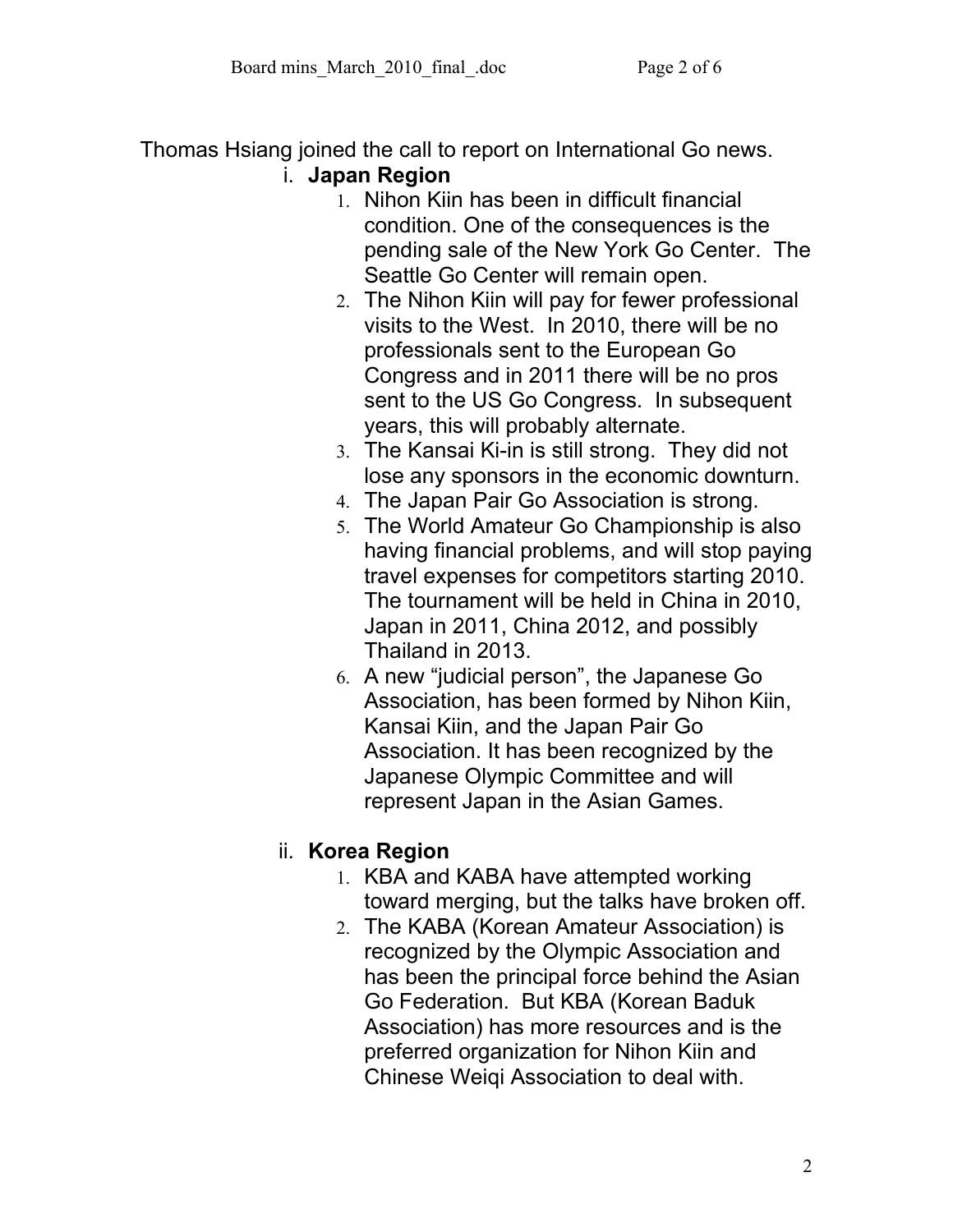Thomas Hsiang joined the call to report on International Go news.

i. **Japan Region**

1. Nihon Kiin has been in difficult financial condition. One of the consequences is the pending sale of the New York Go Center. The Seattle Go Center will remain open.
2. The Nihon Kiin will pay for fewer professional visits to the West. In 2010, there will be no professionals sent to the European Go Congress and in 2011 there will be no pros sent to the US Go Congress. In subsequent years, this will probably alternate.
3. The Kansai Ki-in is still strong. They did not lose any sponsors in the economic downturn.
4. The Japan Pair Go Association is strong.
5. The World Amateur Go Championship is also having financial problems, and will stop paying travel expenses for competitors starting 2010. The tournament will be held in China in 2010, Japan in 2011, China 2012, and possibly Thailand in 2013.
6. A new "judicial person", the Japanese Go Association, has been formed by Nihon Kiin, Kansai Kiin, and the Japan Pair Go Association. It has been recognized by the Japanese Olympic Committee and will represent Japan in the Asian Games.

ii. **Korea Region**

1. KBA and KABA have attempted working toward merging, but the talks have broken off.
2. The KABA (Korean Amateur Association) is recognized by the Olympic Association and has been the principal force behind the Asian Go Federation. But KBA (Korean Baduk Association) has more resources and is the preferred organization for Nihon Kiin and Chinese Weiqi Association to deal with.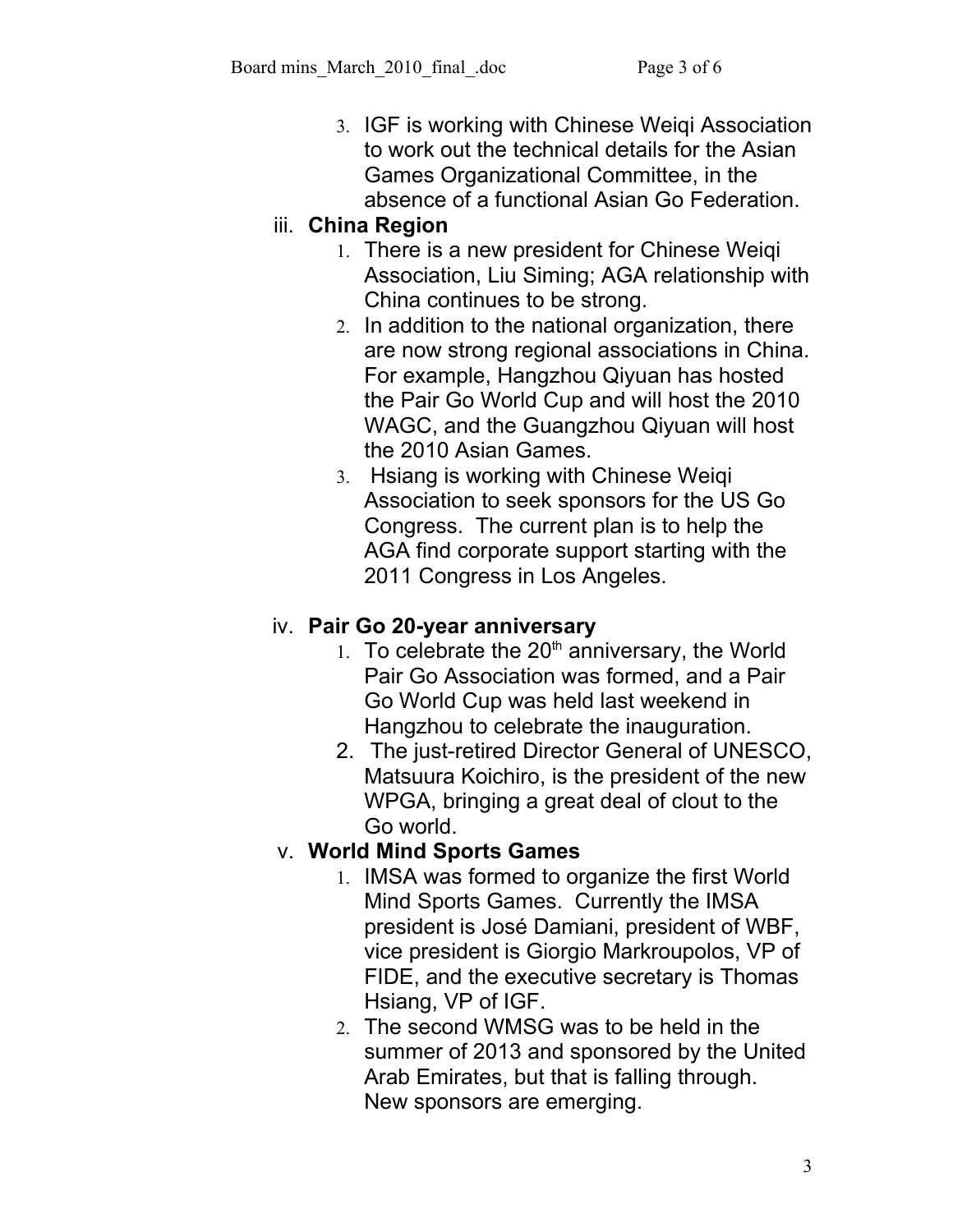3. IGF is working with Chinese Weiqi Association to work out the technical details for the Asian Games Organizational Committee, in the absence of a functional Asian Go Federation.

iii. **China Region**

1. There is a new president for Chinese Weiqi Association, Liu Siming; AGA relationship with China continues to be strong.
2. In addition to the national organization, there are now strong regional associations in China. For example, Hangzhou Qiyuan has hosted the Pair Go World Cup and will host the 2010 WAGC, and the Guangzhou Qiyuan will host the 2010 Asian Games.
3. Hsiang is working with Chinese Weiqi Association to seek sponsors for the US Go Congress. The current plan is to help the AGA find corporate support starting with the 2011 Congress in Los Angeles.

iv. **Pair Go 20-year anniversary**

1. To celebrate the 20th anniversary, the World Pair Go Association was formed, and a Pair Go World Cup was held last weekend in Hangzhou to celebrate the inauguration.
2. The just-retired Director General of UNESCO, Matsuura Koichiro, is the president of the new WPGA, bringing a great deal of clout to the Go world.

v. **World Mind Sports Games**

1. IMSA was formed to organize the first World Mind Sports Games. Currently the IMSA president is José Damiani, president of WBF, vice president is Giorgio Markroupolos, VP of FIDE, and the executive secretary is Thomas Hsiang, VP of IGF.
2. The second WMSG was to be held in the summer of 2013 and sponsored by the United Arab Emirates, but that is falling through. New sponsors are emerging.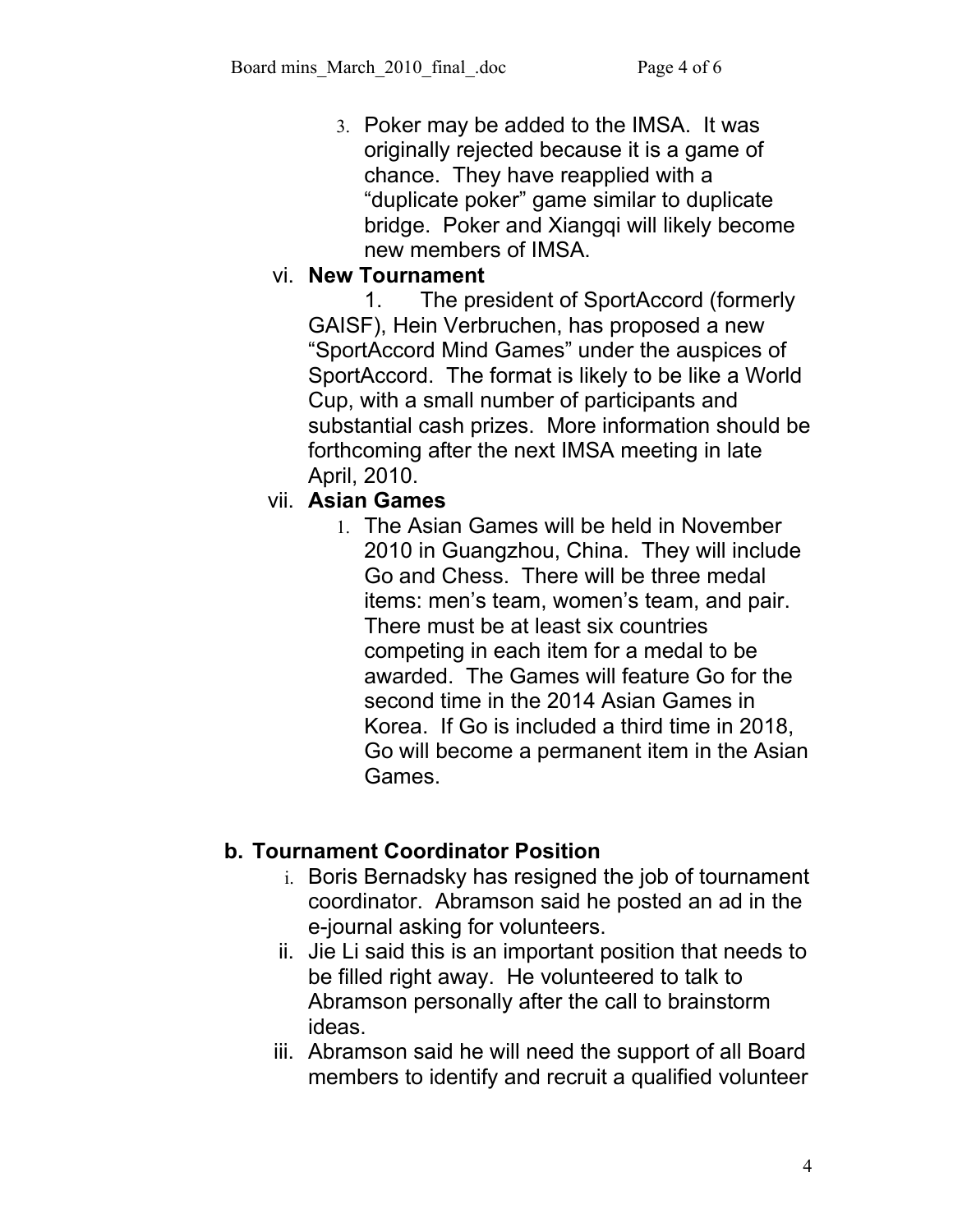3. Poker may be added to the IMSA. It was originally rejected because it is a game of chance. They have reapplied with a "duplicate poker" game similar to duplicate bridge. Poker and Xiangqi will likely become new members of IMSA.

vi. **New Tournament**

1. The president of SportAccord (formerly GAISF), Hein Verbruchen, has proposed a new "SportAccord Mind Games" under the auspices of SportAccord. The format is likely to be like a World Cup, with a small number of participants and substantial cash prizes. More information should be forthcoming after the next IMSA meeting in late April, 2010.

vii. **Asian Games**

1. The Asian Games will be held in November 2010 in Guangzhou, China. They will include Go and Chess. There will be three medal items: men's team, women's team, and pair. There must be at least six countries competing in each item for a medal to be awarded. The Games will feature Go for the second time in the 2014 Asian Games in Korea. If Go is included a third time in 2018, Go will become a permanent item in the Asian Games.

## b. Tournament Coordinator Position

i. Boris Bernadsky has resigned the job of tournament coordinator. Abramson said he posted an ad in the e-journal asking for volunteers.

ii. Jie Li said this is an important position that needs to be filled right away. He volunteered to talk to Abramson personally after the call to brainstorm ideas.

iii. Abramson said he will need the support of all Board members to identify and recruit a qualified volunteer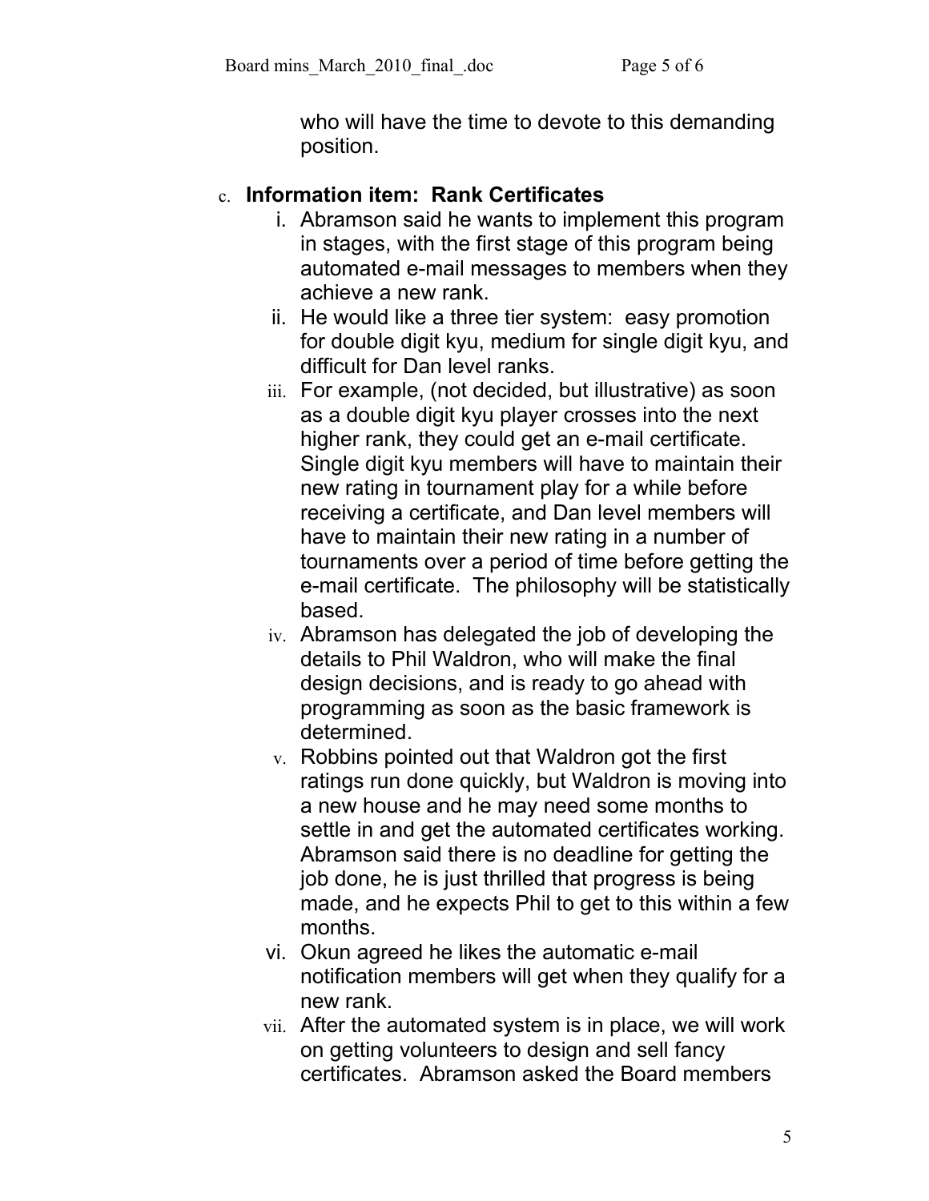who will have the time to devote to this demanding position.

c. **Information item: Rank Certificates**

   i. Abramson said he wants to implement this program in stages, with the first stage of this program being automated e-mail messages to members when they achieve a new rank.

   ii. He would like a three tier system: easy promotion for double digit kyu, medium for single digit kyu, and difficult for Dan level ranks.

   iii. For example, (not decided, but illustrative) as soon as a double digit kyu player crosses into the next higher rank, they could get an e-mail certificate. Single digit kyu members will have to maintain their new rating in tournament play for a while before receiving a certificate, and Dan level members will have to maintain their new rating in a number of tournaments over a period of time before getting the e-mail certificate. The philosophy will be statistically based.

   iv. Abramson has delegated the job of developing the details to Phil Waldron, who will make the final design decisions, and is ready to go ahead with programming as soon as the basic framework is determined.

   v. Robbins pointed out that Waldron got the first ratings run done quickly, but Waldron is moving into a new house and he may need some months to settle in and get the automated certificates working. Abramson said there is no deadline for getting the job done, he is just thrilled that progress is being made, and he expects Phil to get to this within a few months.

   vi. Okun agreed he likes the automatic e-mail notification members will get when they qualify for a new rank.

   vii. After the automated system is in place, we will work on getting volunteers to design and sell fancy certificates. Abramson asked the Board members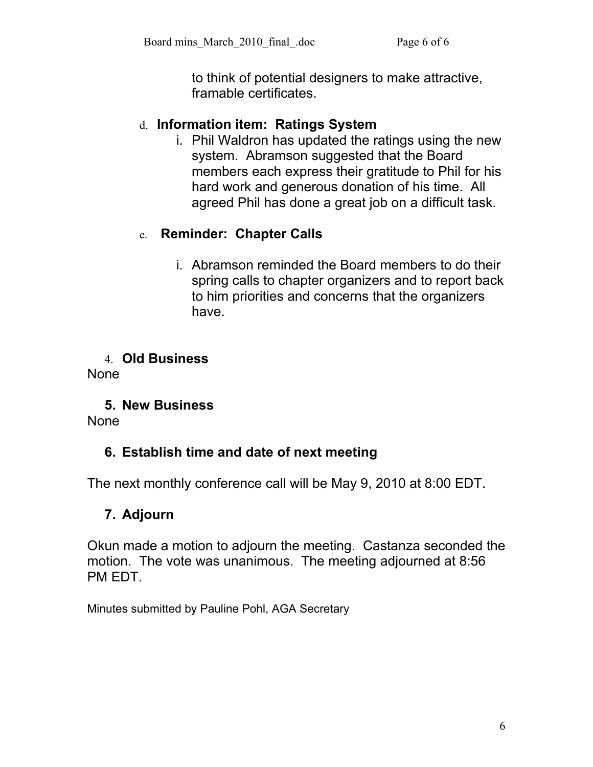to think of potential designers to make attractive, framable certificates.

d. **Information item: Ratings System**

   i. Phil Waldron has updated the ratings using the new system. Abramson suggested that the Board members each express their gratitude to Phil for his hard work and generous donation of his time. All agreed Phil has done a great job on a difficult task.

e. **Reminder: Chapter Calls**

   i. Abramson reminded the Board members to do their spring calls to chapter organizers and to report back to him priorities and concerns that the organizers have.

4. **Old Business**

None

5. **New Business**

None

6. **Establish time and date of next meeting**

The next monthly conference call will be May 9, 2010 at 8:00 EDT.

7. **Adjourn**

Okun made a motion to adjourn the meeting. Castanza seconded the motion. The vote was unanimous. The meeting adjourned at 8:56 PM EDT.

Minutes submitted by Pauline Pohl, AGA Secretary